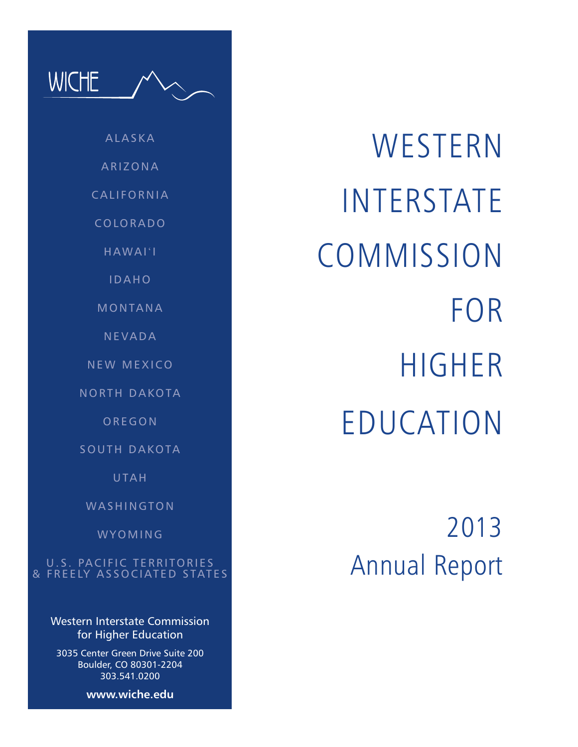WICHE

ALASKA

ARIZONA

CALIFORNIA

COLORADO

HAWAI'I

IDAHO

MONTANA

NEVADA

NEW MEXICO

NORTH DAKOTA

OREGON

SOUTH DAKOTA

UTAH

WASHINGTON

WYOMING

U.S. PACIFIC TERRITORIES & FREELY ASSOCIATED STATES

Western Interstate Commission for Higher Education

3035 Center Green Drive Suite 200
Boulder, CO 80301-2204
303.541.0200

**www.wiche.edu**

# WESTERN INTERSTATE COMMISSION FOR HIGHER EDUCATION

## 2013 Annual Report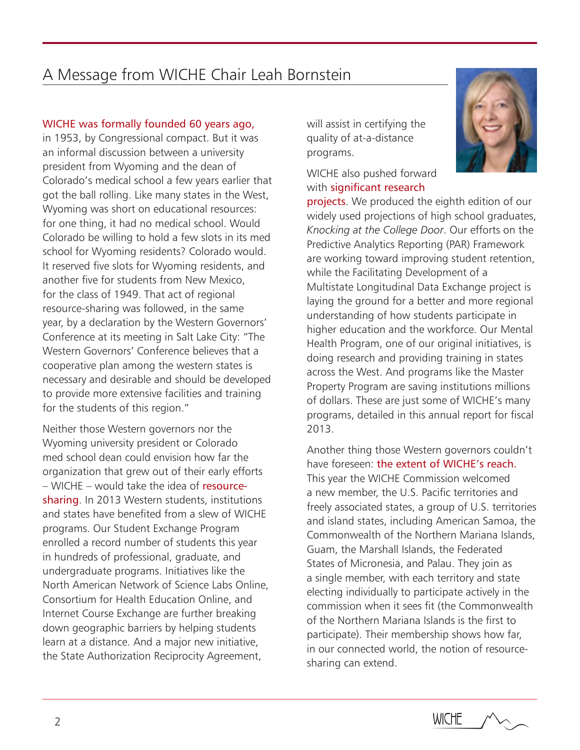# A Message from WICHE Chair Leah Bornstein

WICHE was formally founded 60 years ago, in 1953, by Congressional compact. But it was an informal discussion between a university president from Wyoming and the dean of Colorado's medical school a few years earlier that got the ball rolling. Like many states in the West, Wyoming was short on educational resources: for one thing, it had no medical school. Would Colorado be willing to hold a few slots in its med school for Wyoming residents? Colorado would. It reserved five slots for Wyoming residents, and another five for students from New Mexico, for the class of 1949. That act of regional resource-sharing was followed, in the same year, by a declaration by the Western Governors' Conference at its meeting in Salt Lake City: "The Western Governors' Conference believes that a cooperative plan among the western states is necessary and desirable and should be developed to provide more extensive facilities and training for the students of this region."

Neither those Western governors nor the Wyoming university president or Colorado med school dean could envision how far the organization that grew out of their early efforts – WICHE – would take the idea of resource-sharing. In 2013 Western students, institutions and states have benefited from a slew of WICHE programs. Our Student Exchange Program enrolled a record number of students this year in hundreds of professional, graduate, and undergraduate programs. Initiatives like the North American Network of Science Labs Online, Consortium for Health Education Online, and Internet Course Exchange are further breaking down geographic barriers by helping students learn at a distance. And a major new initiative, the State Authorization Reciprocity Agreement, will assist in certifying the quality of at-a-distance programs.

WICHE also pushed forward with significant research projects. We produced the eighth edition of our widely used projections of high school graduates, *Knocking at the College Door*. Our efforts on the Predictive Analytics Reporting (PAR) Framework are working toward improving student retention, while the Facilitating Development of a Multistate Longitudinal Data Exchange project is laying the ground for a better and more regional understanding of how students participate in higher education and the workforce. Our Mental Health Program, one of our original initiatives, is doing research and providing training in states across the West. And programs like the Master Property Program are saving institutions millions of dollars. These are just some of WICHE's many programs, detailed in this annual report for fiscal 2013.

Another thing those Western governors couldn't have foreseen: the extent of WICHE's reach. This year the WICHE Commission welcomed a new member, the U.S. Pacific territories and freely associated states, a group of U.S. territories and island states, including American Samoa, the Commonwealth of the Northern Mariana Islands, Guam, the Marshall Islands, the Federated States of Micronesia, and Palau. They join as a single member, with each territory and state electing individually to participate actively in the commission when it sees fit (the Commonwealth of the Northern Mariana Islands is the first to participate). Their membership shows how far, in our connected world, the notion of resource-sharing can extend.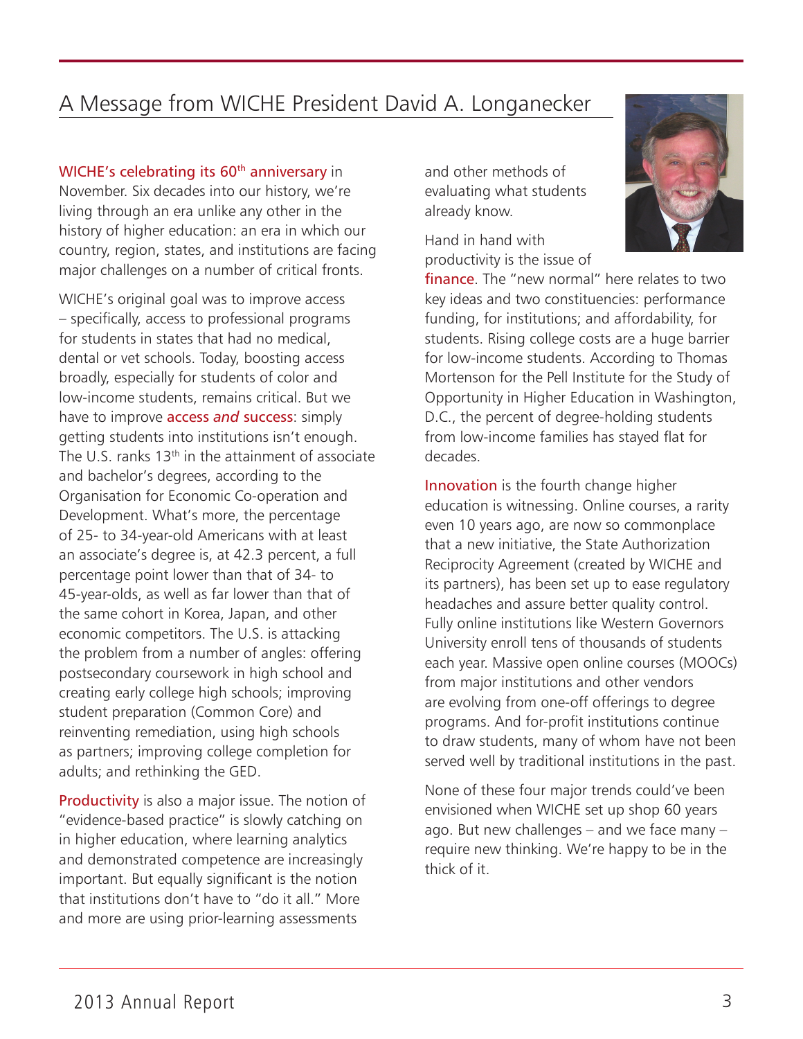# A Message from WICHE President David A. Longanecker

WICHE's celebrating its 60th anniversary in November. Six decades into our history, we're living through an era unlike any other in the history of higher education: an era in which our country, region, states, and institutions are facing major challenges on a number of critical fronts.

WICHE's original goal was to improve access – specifically, access to professional programs for students in states that had no medical, dental or vet schools. Today, boosting access broadly, especially for students of color and low-income students, remains critical. But we have to improve access *and* success: simply getting students into institutions isn't enough. The U.S. ranks 13th in the attainment of associate and bachelor's degrees, according to the Organisation for Economic Co-operation and Development. What's more, the percentage of 25- to 34-year-old Americans with at least an associate's degree is, at 42.3 percent, a full percentage point lower than that of 34- to 45-year-olds, as well as far lower than that of the same cohort in Korea, Japan, and other economic competitors. The U.S. is attacking the problem from a number of angles: offering postsecondary coursework in high school and creating early college high schools; improving student preparation (Common Core) and reinventing remediation, using high schools as partners; improving college completion for adults; and rethinking the GED.

Productivity is also a major issue. The notion of "evidence-based practice" is slowly catching on in higher education, where learning analytics and demonstrated competence are increasingly important. But equally significant is the notion that institutions don't have to "do it all." More and more are using prior-learning assessments and other methods of evaluating what students already know.

Hand in hand with productivity is the issue of finance. The "new normal" here relates to two key ideas and two constituencies: performance funding, for institutions; and affordability, for students. Rising college costs are a huge barrier for low-income students. According to Thomas Mortenson for the Pell Institute for the Study of Opportunity in Higher Education in Washington, D.C., the percent of degree-holding students from low-income families has stayed flat for decades.

Innovation is the fourth change higher education is witnessing. Online courses, a rarity even 10 years ago, are now so commonplace that a new initiative, the State Authorization Reciprocity Agreement (created by WICHE and its partners), has been set up to ease regulatory headaches and assure better quality control. Fully online institutions like Western Governors University enroll tens of thousands of students each year. Massive open online courses (MOOCs) from major institutions and other vendors are evolving from one-off offerings to degree programs. And for-profit institutions continue to draw students, many of whom have not been served well by traditional institutions in the past.

None of these four major trends could've been envisioned when WICHE set up shop 60 years ago. But new challenges – and we face many – require new thinking. We're happy to be in the thick of it.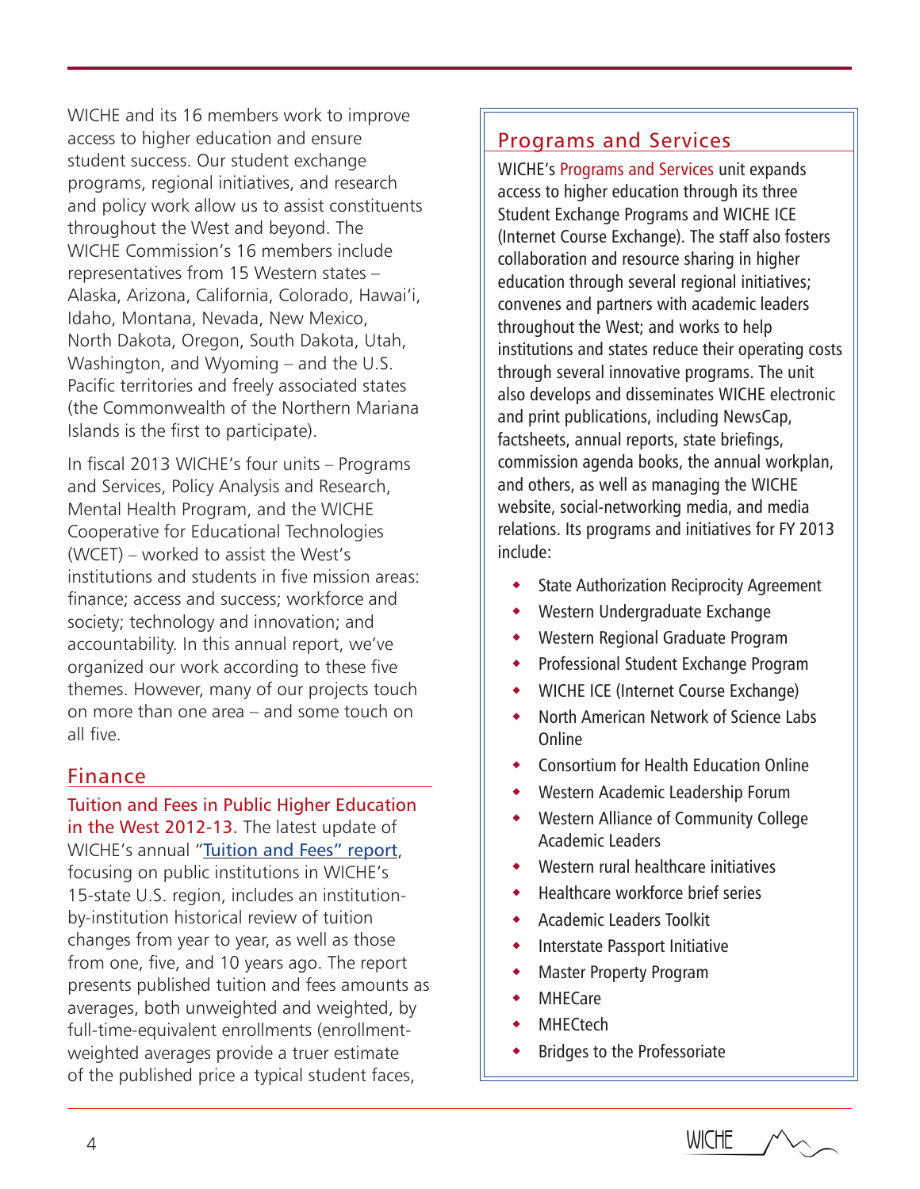WICHE and its 16 members work to improve access to higher education and ensure student success. Our student exchange programs, regional initiatives, and research and policy work allow us to assist constituents throughout the West and beyond. The WICHE Commission's 16 members include representatives from 15 Western states – Alaska, Arizona, California, Colorado, Hawai'i, Idaho, Montana, Nevada, New Mexico, North Dakota, Oregon, South Dakota, Utah, Washington, and Wyoming – and the U.S. Pacific territories and freely associated states (the Commonwealth of the Northern Mariana Islands is the first to participate).

In fiscal 2013 WICHE's four units – Programs and Services, Policy Analysis and Research, Mental Health Program, and the WICHE Cooperative for Educational Technologies (WCET) – worked to assist the West's institutions and students in five mission areas: finance; access and success; workforce and society; technology and innovation; and accountability. In this annual report, we've organized our work according to these five themes. However, many of our projects touch on more than one area – and some touch on all five.

## Finance

**Tuition and Fees in Public Higher Education in the West 2012-13.** The latest update of WICHE's annual "Tuition and Fees" report, focusing on public institutions in WICHE's 15-state U.S. region, includes an institution-by-institution historical review of tuition changes from year to year, as well as those from one, five, and 10 years ago. The report presents published tuition and fees amounts as averages, both unweighted and weighted, by full-time-equivalent enrollments (enrollment-weighted averages provide a truer estimate of the published price a typical student faces,

## Programs and Services

WICHE's Programs and Services unit expands access to higher education through its three Student Exchange Programs and WICHE ICE (Internet Course Exchange). The staff also fosters collaboration and resource sharing in higher education through several regional initiatives; convenes and partners with academic leaders throughout the West; and works to help institutions and states reduce their operating costs through several innovative programs. The unit also develops and disseminates WICHE electronic and print publications, including NewsCap, factsheets, annual reports, state briefings, commission agenda books, the annual workplan, and others, as well as managing the WICHE website, social-networking media, and media relations. Its programs and initiatives for FY 2013 include:

- State Authorization Reciprocity Agreement
- Western Undergraduate Exchange
- Western Regional Graduate Program
- Professional Student Exchange Program
- WICHE ICE (Internet Course Exchange)
- North American Network of Science Labs Online
- Consortium for Health Education Online
- Western Academic Leadership Forum
- Western Alliance of Community College Academic Leaders
- Western rural healthcare initiatives
- Healthcare workforce brief series
- Academic Leaders Toolkit
- Interstate Passport Initiative
- Master Property Program
- MHECare
- MHECtech
- Bridges to the Professoriate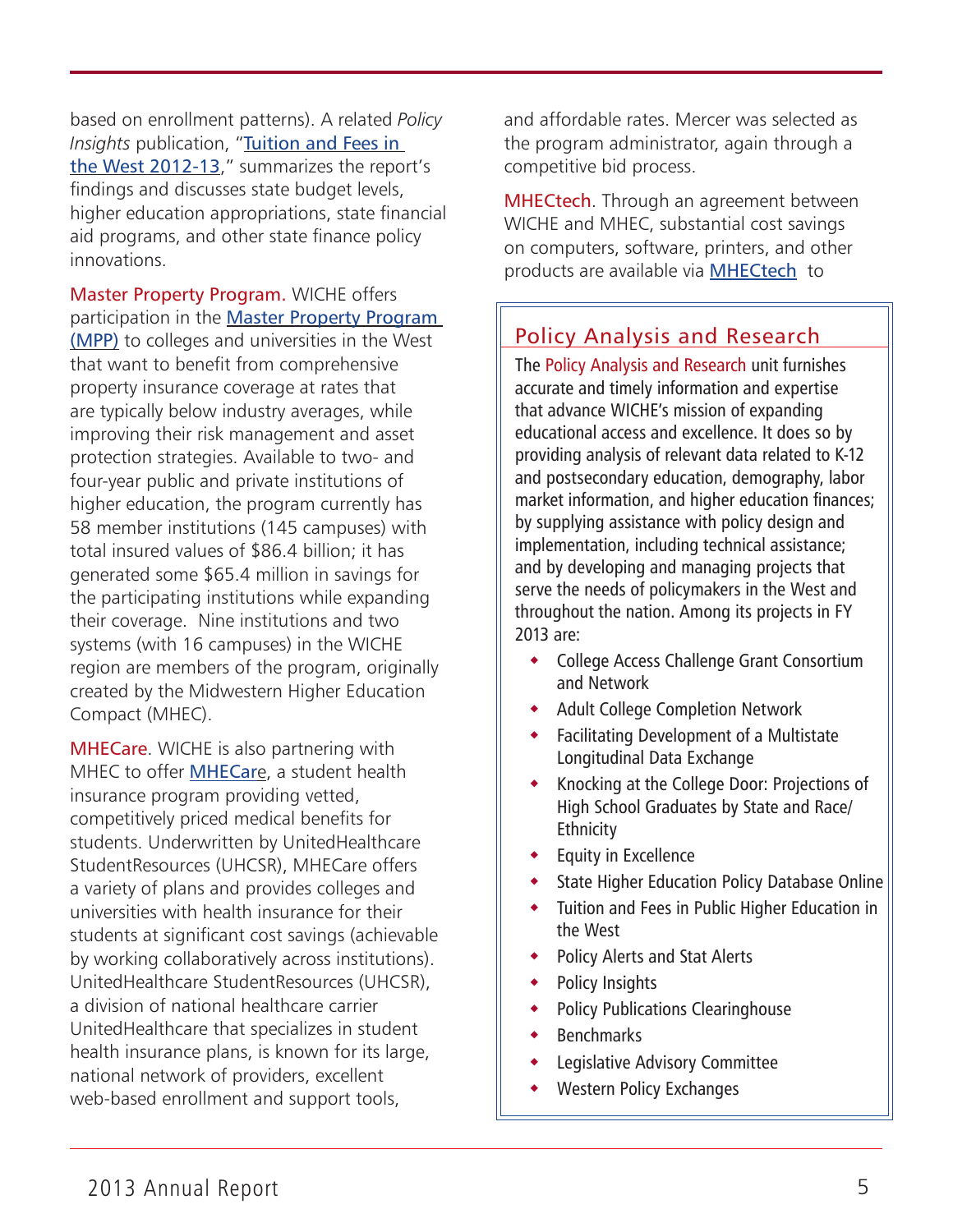based on enrollment patterns). A related *Policy Insights* publication, "Tuition and Fees in the West 2012-13," summarizes the report's findings and discusses state budget levels, higher education appropriations, state financial aid programs, and other state finance policy innovations.

**Master Property Program.** WICHE offers participation in the Master Property Program (MPP) to colleges and universities in the West that want to benefit from comprehensive property insurance coverage at rates that are typically below industry averages, while improving their risk management and asset protection strategies. Available to two- and four-year public and private institutions of higher education, the program currently has 58 member institutions (145 campuses) with total insured values of $86.4 billion; it has generated some $65.4 million in savings for the participating institutions while expanding their coverage. Nine institutions and two systems (with 16 campuses) in the WICHE region are members of the program, originally created by the Midwestern Higher Education Compact (MHEC).

**MHECare.** WICHE is also partnering with MHEC to offer MHECare, a student health insurance program providing vetted, competitively priced medical benefits for students. Underwritten by UnitedHealthcare StudentResources (UHCSR), MHECare offers a variety of plans and provides colleges and universities with health insurance for their students at significant cost savings (achievable by working collaboratively across institutions). UnitedHealthcare StudentResources (UHCSR), a division of national healthcare carrier UnitedHealthcare that specializes in student health insurance plans, is known for its large, national network of providers, excellent web-based enrollment and support tools, and affordable rates. Mercer was selected as the program administrator, again through a competitive bid process.

**MHECtech.** Through an agreement between WICHE and MHEC, substantial cost savings on computers, software, printers, and other products are available via MHECtech to

## Policy Analysis and Research

The Policy Analysis and Research unit furnishes accurate and timely information and expertise that advance WICHE's mission of expanding educational access and excellence. It does so by providing analysis of relevant data related to K-12 and postsecondary education, demography, labor market information, and higher education finances; by supplying assistance with policy design and implementation, including technical assistance; and by developing and managing projects that serve the needs of policymakers in the West and throughout the nation. Among its projects in FY 2013 are:

- College Access Challenge Grant Consortium and Network
- Adult College Completion Network
- Facilitating Development of a Multistate Longitudinal Data Exchange
- Knocking at the College Door: Projections of High School Graduates by State and Race/Ethnicity
- Equity in Excellence
- State Higher Education Policy Database Online
- Tuition and Fees in Public Higher Education in the West
- Policy Alerts and Stat Alerts
- Policy Insights
- Policy Publications Clearinghouse
- Benchmarks
- Legislative Advisory Committee
- Western Policy Exchanges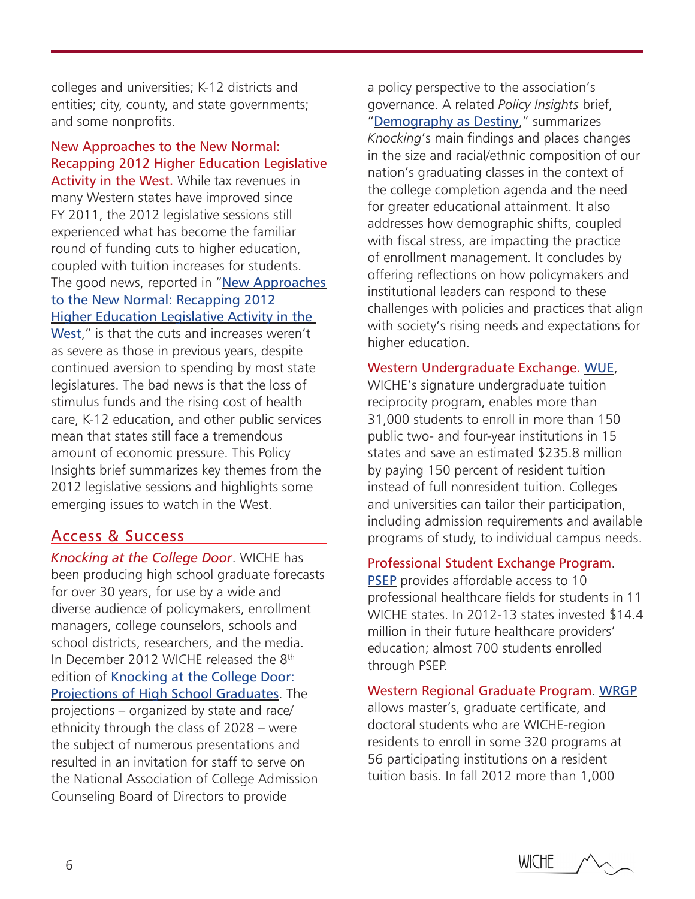colleges and universities; K-12 districts and entities; city, county, and state governments; and some nonprofits.

**New Approaches to the New Normal: Recapping 2012 Higher Education Legislative Activity in the West.** While tax revenues in many Western states have improved since FY 2011, the 2012 legislative sessions still experienced what has become the familiar round of funding cuts to higher education, coupled with tuition increases for students. The good news, reported in "New Approaches to the New Normal: Recapping 2012 Higher Education Legislative Activity in the West," is that the cuts and increases weren't as severe as those in previous years, despite continued aversion to spending by most state legislatures. The bad news is that the loss of stimulus funds and the rising cost of health care, K-12 education, and other public services mean that states still face a tremendous amount of economic pressure. This Policy Insights brief summarizes key themes from the 2012 legislative sessions and highlights some emerging issues to watch in the West.

## Access & Success

***Knocking at the College Door*.** WICHE has been producing high school graduate forecasts for over 30 years, for use by a wide and diverse audience of policymakers, enrollment managers, college counselors, schools and school districts, researchers, and the media. In December 2012 WICHE released the 8th edition of Knocking at the College Door: Projections of High School Graduates. The projections – organized by state and race/ethnicity through the class of 2028 – were the subject of numerous presentations and resulted in an invitation for staff to serve on the National Association of College Admission Counseling Board of Directors to provide a policy perspective to the association's governance. A related *Policy Insights* brief, "Demography as Destiny," summarizes *Knocking*'s main findings and places changes in the size and racial/ethnic composition of our nation's graduating classes in the context of the college completion agenda and the need for greater educational attainment. It also addresses how demographic shifts, coupled with fiscal stress, are impacting the practice of enrollment management. It concludes by offering reflections on how policymakers and institutional leaders can respond to these challenges with policies and practices that align with society's rising needs and expectations for higher education.

**Western Undergraduate Exchange.** WUE, WICHE's signature undergraduate tuition reciprocity program, enables more than 31,000 students to enroll in more than 150 public two- and four-year institutions in 15 states and save an estimated $235.8 million by paying 150 percent of resident tuition instead of full nonresident tuition. Colleges and universities can tailor their participation, including admission requirements and available programs of study, to individual campus needs.

**Professional Student Exchange Program.** PSEP provides affordable access to 10 professional healthcare fields for students in 11 WICHE states. In 2012-13 states invested $14.4 million in their future healthcare providers' education; almost 700 students enrolled through PSEP.

**Western Regional Graduate Program.** WRGP allows master's, graduate certificate, and doctoral students who are WICHE-region residents to enroll in some 320 programs at 56 participating institutions on a resident tuition basis. In fall 2012 more than 1,000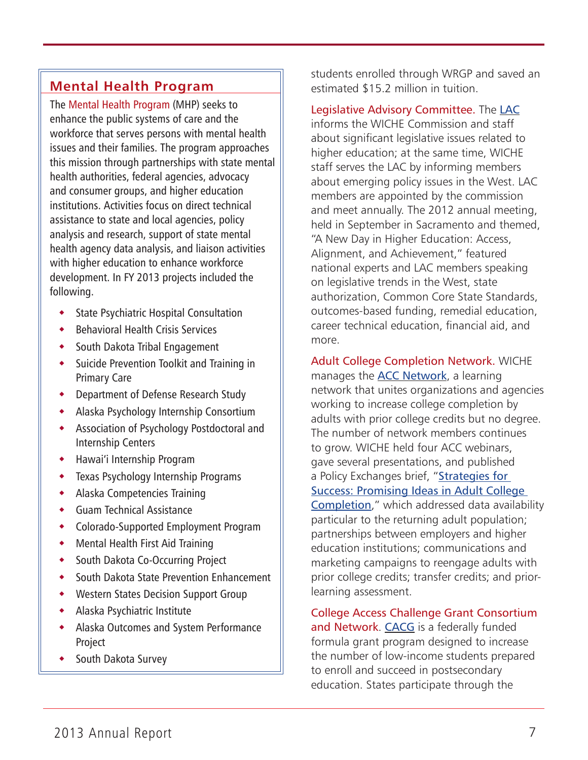## Mental Health Program

The Mental Health Program (MHP) seeks to enhance the public systems of care and the workforce that serves persons with mental health issues and their families. The program approaches this mission through partnerships with state mental health authorities, federal agencies, advocacy and consumer groups, and higher education institutions. Activities focus on direct technical assistance to state and local agencies, policy analysis and research, support of state mental health agency data analysis, and liaison activities with higher education to enhance workforce development. In FY 2013 projects included the following.

- State Psychiatric Hospital Consultation
- Behavioral Health Crisis Services
- South Dakota Tribal Engagement
- Suicide Prevention Toolkit and Training in Primary Care
- Department of Defense Research Study
- Alaska Psychology Internship Consortium
- Association of Psychology Postdoctoral and Internship Centers
- Hawai'i Internship Program
- Texas Psychology Internship Programs
- Alaska Competencies Training
- Guam Technical Assistance
- Colorado-Supported Employment Program
- Mental Health First Aid Training
- South Dakota Co-Occurring Project
- South Dakota State Prevention Enhancement
- Western States Decision Support Group
- Alaska Psychiatric Institute
- Alaska Outcomes and System Performance Project
- South Dakota Survey

students enrolled through WRGP and saved an estimated $15.2 million in tuition.

**Legislative Advisory Committee.** The LAC informs the WICHE Commission and staff about significant legislative issues related to higher education; at the same time, WICHE staff serves the LAC by informing members about emerging policy issues in the West. LAC members are appointed by the commission and meet annually. The 2012 annual meeting, held in September in Sacramento and themed, "A New Day in Higher Education: Access, Alignment, and Achievement," featured national experts and LAC members speaking on legislative trends in the West, state authorization, Common Core State Standards, outcomes-based funding, remedial education, career technical education, financial aid, and more.

**Adult College Completion Network.** WICHE manages the ACC Network, a learning network that unites organizations and agencies working to increase college completion by adults with prior college credits but no degree. The number of network members continues to grow. WICHE held four ACC webinars, gave several presentations, and published a Policy Exchanges brief, "Strategies for Success: Promising Ideas in Adult College Completion," which addressed data availability particular to the returning adult population; partnerships between employers and higher education institutions; communications and marketing campaigns to reengage adults with prior college credits; transfer credits; and prior-learning assessment.

**College Access Challenge Grant Consortium and Network.** CACG is a federally funded formula grant program designed to increase the number of low-income students prepared to enroll and succeed in postsecondary education. States participate through the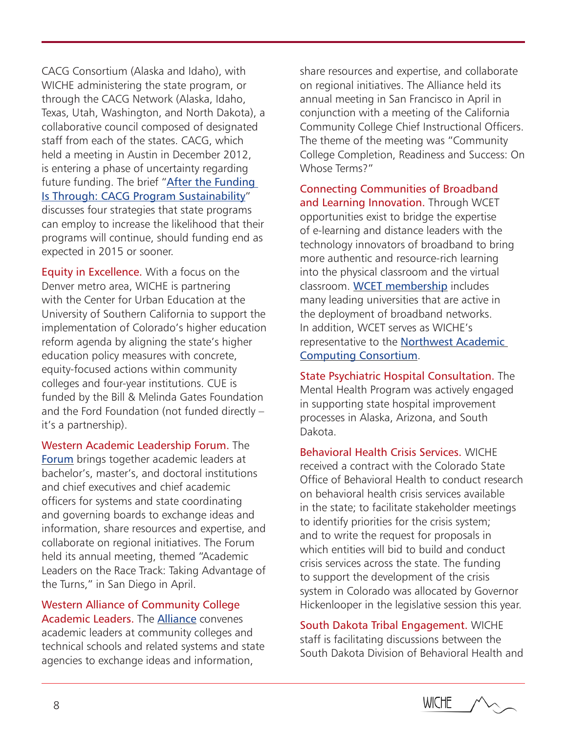CACG Consortium (Alaska and Idaho), with WICHE administering the state program, or through the CACG Network (Alaska, Idaho, Texas, Utah, Washington, and North Dakota), a collaborative council composed of designated staff from each of the states. CACG, which held a meeting in Austin in December 2012, is entering a phase of uncertainty regarding future funding. The brief "After the Funding Is Through: CACG Program Sustainability" discusses four strategies that state programs can employ to increase the likelihood that their programs will continue, should funding end as expected in 2015 or sooner.

**Equity in Excellence.** With a focus on the Denver metro area, WICHE is partnering with the Center for Urban Education at the University of Southern California to support the implementation of Colorado's higher education reform agenda by aligning the state's higher education policy measures with concrete, equity-focused actions within community colleges and four-year institutions. CUE is funded by the Bill & Melinda Gates Foundation and the Ford Foundation (not funded directly – it's a partnership).

**Western Academic Leadership Forum.** The Forum brings together academic leaders at bachelor's, master's, and doctoral institutions and chief executives and chief academic officers for systems and state coordinating and governing boards to exchange ideas and information, share resources and expertise, and collaborate on regional initiatives. The Forum held its annual meeting, themed "Academic Leaders on the Race Track: Taking Advantage of the Turns," in San Diego in April.

**Western Alliance of Community College Academic Leaders.** The Alliance convenes academic leaders at community colleges and technical schools and related systems and state agencies to exchange ideas and information, share resources and expertise, and collaborate on regional initiatives. The Alliance held its annual meeting in San Francisco in April in conjunction with a meeting of the California Community College Chief Instructional Officers. The theme of the meeting was "Community College Completion, Readiness and Success: On Whose Terms?"

**Connecting Communities of Broadband and Learning Innovation.** Through WCET opportunities exist to bridge the expertise of e-learning and distance leaders with the technology innovators of broadband to bring more authentic and resource-rich learning into the physical classroom and the virtual classroom. WCET membership includes many leading universities that are active in the deployment of broadband networks. In addition, WCET serves as WICHE's representative to the Northwest Academic Computing Consortium.

**State Psychiatric Hospital Consultation.** The Mental Health Program was actively engaged in supporting state hospital improvement processes in Alaska, Arizona, and South Dakota.

**Behavioral Health Crisis Services.** WICHE received a contract with the Colorado State Office of Behavioral Health to conduct research on behavioral health crisis services available in the state; to facilitate stakeholder meetings to identify priorities for the crisis system; and to write the request for proposals in which entities will bid to build and conduct crisis services across the state. The funding to support the development of the crisis system in Colorado was allocated by Governor Hickenlooper in the legislative session this year.

**South Dakota Tribal Engagement.** WICHE staff is facilitating discussions between the South Dakota Division of Behavioral Health and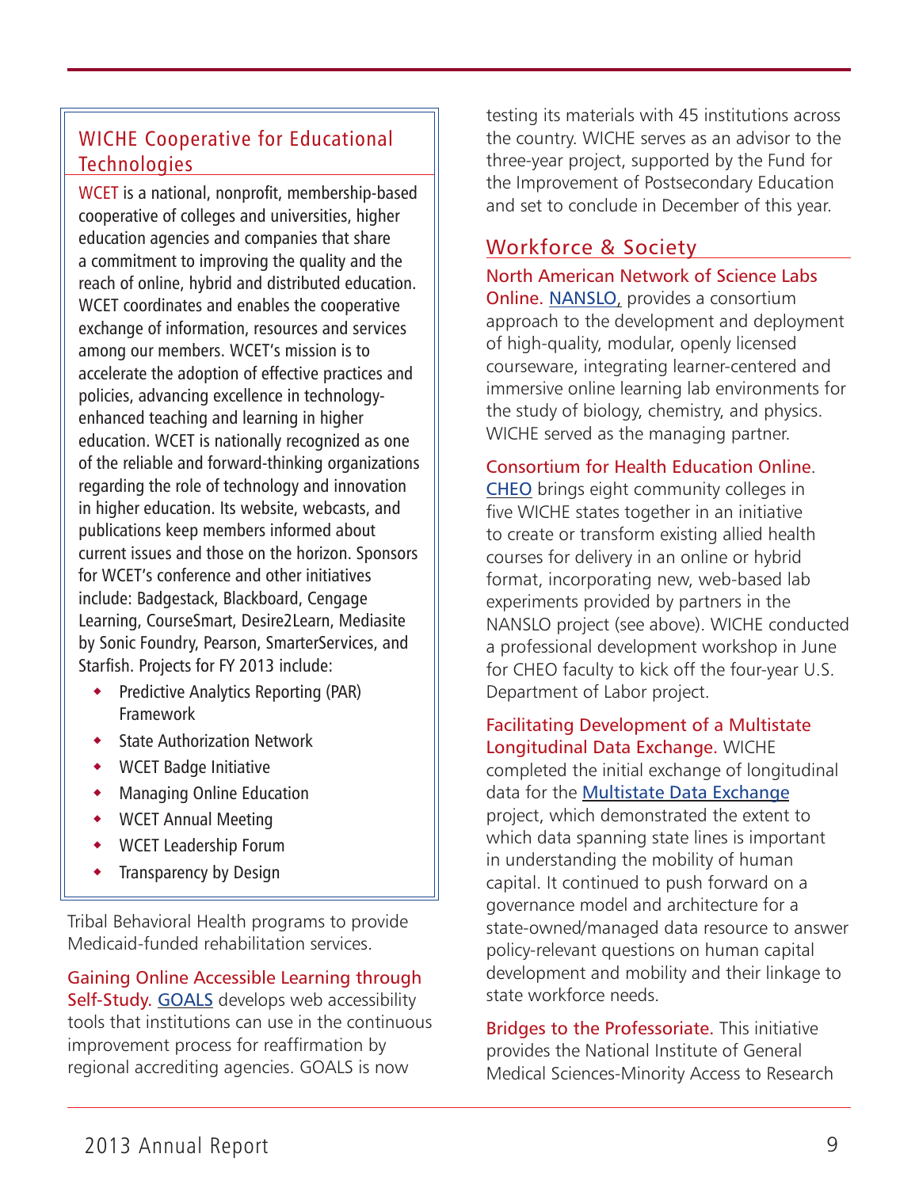## WICHE Cooperative for Educational Technologies

WCET is a national, nonprofit, membership-based cooperative of colleges and universities, higher education agencies and companies that share a commitment to improving the quality and the reach of online, hybrid and distributed education. WCET coordinates and enables the cooperative exchange of information, resources and services among our members. WCET's mission is to accelerate the adoption of effective practices and policies, advancing excellence in technology-enhanced teaching and learning in higher education. WCET is nationally recognized as one of the reliable and forward-thinking organizations regarding the role of technology and innovation in higher education. Its website, webcasts, and publications keep members informed about current issues and those on the horizon. Sponsors for WCET's conference and other initiatives include: Badgestack, Blackboard, Cengage Learning, CourseSmart, Desire2Learn, Mediasite by Sonic Foundry, Pearson, SmarterServices, and Starfish. Projects for FY 2013 include:

- Predictive Analytics Reporting (PAR) Framework
- State Authorization Network
- WCET Badge Initiative
- Managing Online Education
- WCET Annual Meeting
- WCET Leadership Forum
- Transparency by Design

Tribal Behavioral Health programs to provide Medicaid-funded rehabilitation services.

**Gaining Online Accessible Learning through Self-Study.** GOALS develops web accessibility tools that institutions can use in the continuous improvement process for reaffirmation by regional accrediting agencies. GOALS is now testing its materials with 45 institutions across the country. WICHE serves as an advisor to the three-year project, supported by the Fund for the Improvement of Postsecondary Education and set to conclude in December of this year.

## Workforce & Society

**North American Network of Science Labs Online.** NANSLO, provides a consortium approach to the development and deployment of high-quality, modular, openly licensed courseware, integrating learner-centered and immersive online learning lab environments for the study of biology, chemistry, and physics. WICHE served as the managing partner.

**Consortium for Health Education Online.** CHEO brings eight community colleges in five WICHE states together in an initiative to create or transform existing allied health courses for delivery in an online or hybrid format, incorporating new, web-based lab experiments provided by partners in the NANSLO project (see above). WICHE conducted a professional development workshop in June for CHEO faculty to kick off the four-year U.S. Department of Labor project.

**Facilitating Development of a Multistate Longitudinal Data Exchange.** WICHE completed the initial exchange of longitudinal data for the Multistate Data Exchange project, which demonstrated the extent to which data spanning state lines is important in understanding the mobility of human capital. It continued to push forward on a governance model and architecture for a state-owned/managed data resource to answer policy-relevant questions on human capital development and mobility and their linkage to state workforce needs.

**Bridges to the Professoriate.** This initiative provides the National Institute of General Medical Sciences-Minority Access to Research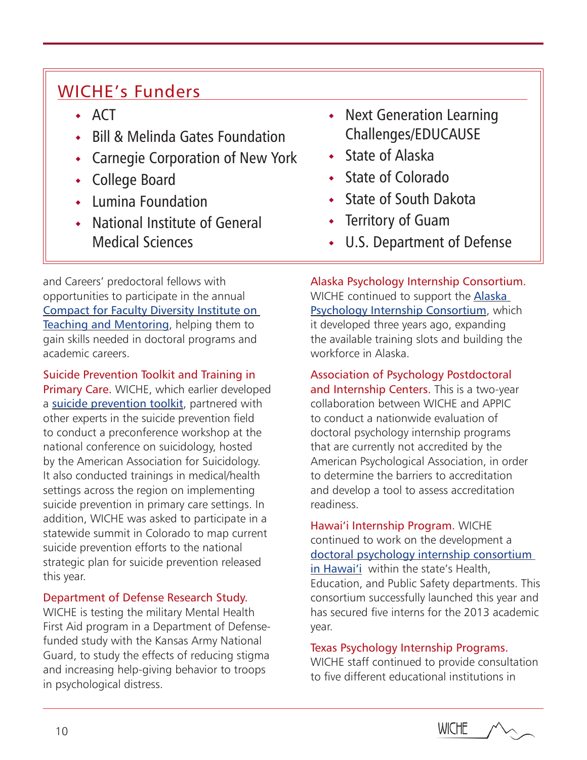## WICHE's Funders

- ACT
- Bill & Melinda Gates Foundation
- Carnegie Corporation of New York
- College Board
- Lumina Foundation
- National Institute of General Medical Sciences
- Next Generation Learning Challenges/EDUCAUSE
- State of Alaska
- State of Colorado
- State of South Dakota
- Territory of Guam
- U.S. Department of Defense

and Careers' predoctoral fellows with opportunities to participate in the annual Compact for Faculty Diversity Institute on Teaching and Mentoring, helping them to gain skills needed in doctoral programs and academic careers.

**Suicide Prevention Toolkit and Training in Primary Care.** WICHE, which earlier developed a suicide prevention toolkit, partnered with other experts in the suicide prevention field to conduct a preconference workshop at the national conference on suicidology, hosted by the American Association for Suicidology. It also conducted trainings in medical/health settings across the region on implementing suicide prevention in primary care settings. In addition, WICHE was asked to participate in a statewide summit in Colorado to map current suicide prevention efforts to the national strategic plan for suicide prevention released this year.

**Department of Defense Research Study.** WICHE is testing the military Mental Health First Aid program in a Department of Defense-funded study with the Kansas Army National Guard, to study the effects of reducing stigma and increasing help-giving behavior to troops in psychological distress.

**Alaska Psychology Internship Consortium.** WICHE continued to support the Alaska Psychology Internship Consortium, which it developed three years ago, expanding the available training slots and building the workforce in Alaska.

**Association of Psychology Postdoctoral and Internship Centers.** This is a two-year collaboration between WICHE and APPIC to conduct a nationwide evaluation of doctoral psychology internship programs that are currently not accredited by the American Psychological Association, in order to determine the barriers to accreditation and develop a tool to assess accreditation readiness.

**Hawai'i Internship Program.** WICHE continued to work on the development a doctoral psychology internship consortium in Hawai'i within the state's Health, Education, and Public Safety departments. This consortium successfully launched this year and has secured five interns for the 2013 academic year.

**Texas Psychology Internship Programs.** WICHE staff continued to provide consultation to five different educational institutions in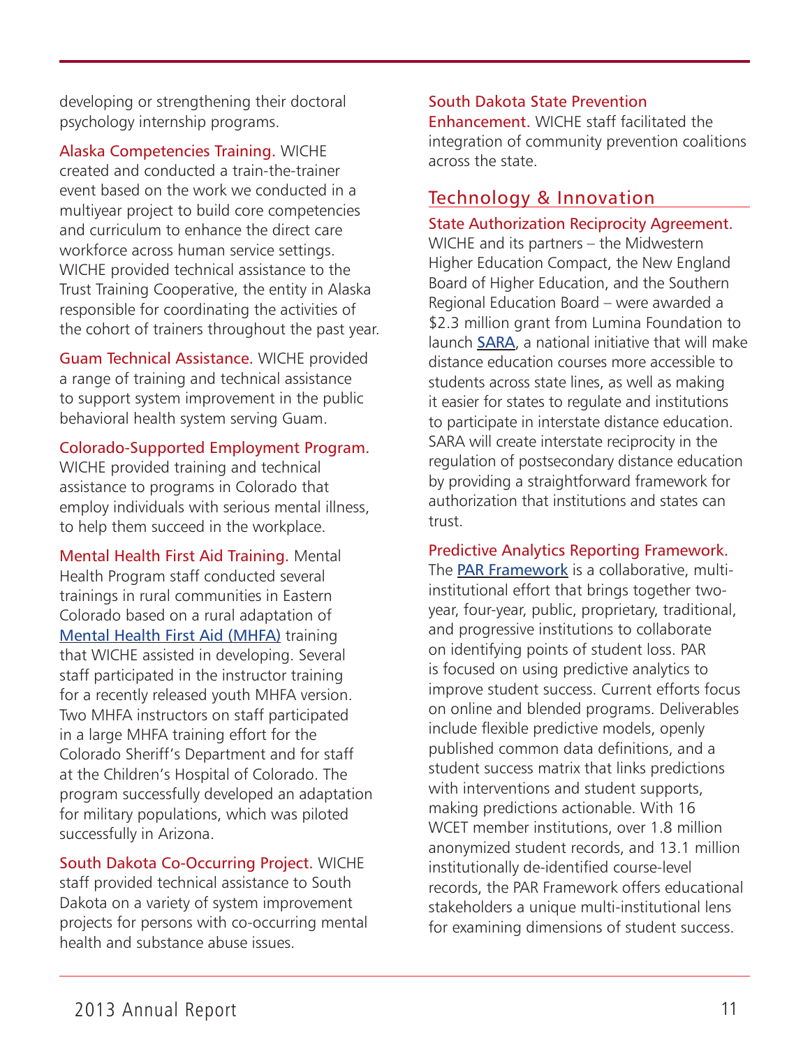developing or strengthening their doctoral psychology internship programs.

**Alaska Competencies Training.** WICHE created and conducted a train-the-trainer event based on the work we conducted in a multiyear project to build core competencies and curriculum to enhance the direct care workforce across human service settings. WICHE provided technical assistance to the Trust Training Cooperative, the entity in Alaska responsible for coordinating the activities of the cohort of trainers throughout the past year.

**Guam Technical Assistance.** WICHE provided a range of training and technical assistance to support system improvement in the public behavioral health system serving Guam.

**Colorado-Supported Employment Program.** WICHE provided training and technical assistance to programs in Colorado that employ individuals with serious mental illness, to help them succeed in the workplace.

**Mental Health First Aid Training.** Mental Health Program staff conducted several trainings in rural communities in Eastern Colorado based on a rural adaptation of Mental Health First Aid (MHFA) training that WICHE assisted in developing. Several staff participated in the instructor training for a recently released youth MHFA version. Two MHFA instructors on staff participated in a large MHFA training effort for the Colorado Sheriff's Department and for staff at the Children's Hospital of Colorado. The program successfully developed an adaptation for military populations, which was piloted successfully in Arizona.

**South Dakota Co-Occurring Project.** WICHE staff provided technical assistance to South Dakota on a variety of system improvement projects for persons with co-occurring mental health and substance abuse issues.

**South Dakota State Prevention Enhancement.** WICHE staff facilitated the integration of community prevention coalitions across the state.

## Technology & Innovation

**State Authorization Reciprocity Agreement.** WICHE and its partners – the Midwestern Higher Education Compact, the New England Board of Higher Education, and the Southern Regional Education Board – were awarded a $2.3 million grant from Lumina Foundation to launch SARA, a national initiative that will make distance education courses more accessible to students across state lines, as well as making it easier for states to regulate and institutions to participate in interstate distance education. SARA will create interstate reciprocity in the regulation of postsecondary distance education by providing a straightforward framework for authorization that institutions and states can trust.

**Predictive Analytics Reporting Framework.** The PAR Framework is a collaborative, multi-institutional effort that brings together two-year, four-year, public, proprietary, traditional, and progressive institutions to collaborate on identifying points of student loss. PAR is focused on using predictive analytics to improve student success. Current efforts focus on online and blended programs. Deliverables include flexible predictive models, openly published common data definitions, and a student success matrix that links predictions with interventions and student supports, making predictions actionable. With 16 WCET member institutions, over 1.8 million anonymized student records, and 13.1 million institutionally de-identified course-level records, the PAR Framework offers educational stakeholders a unique multi-institutional lens for examining dimensions of student success.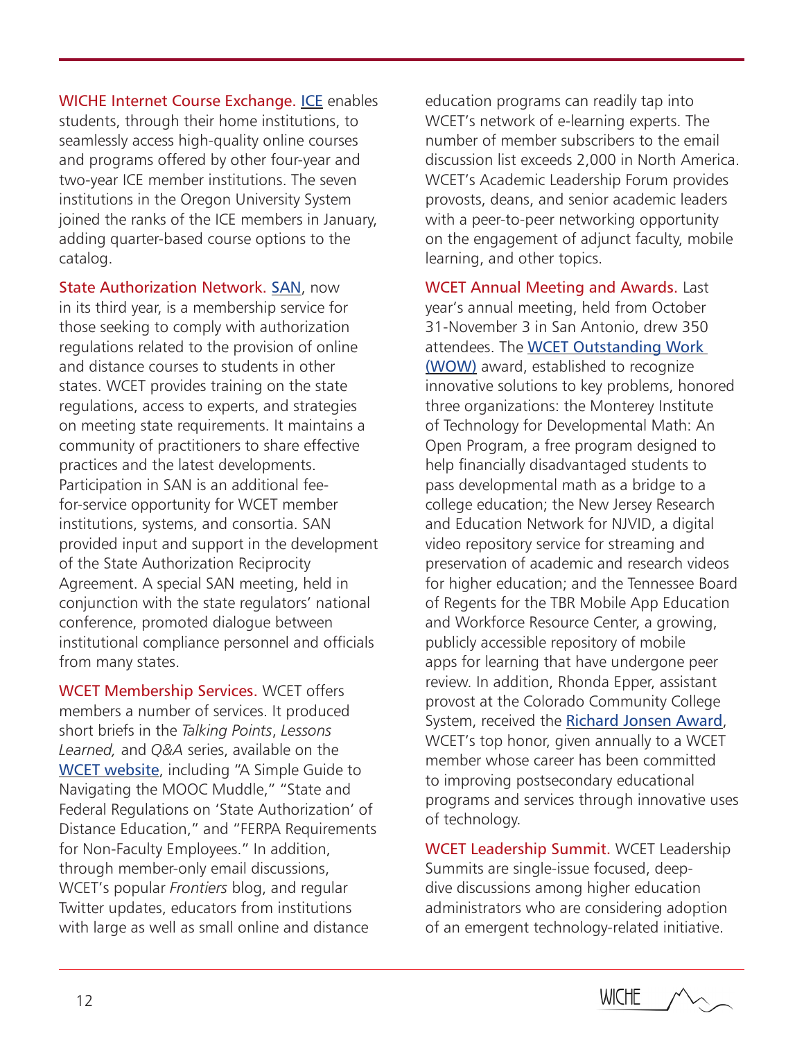**WICHE Internet Course Exchange.** ICE enables students, through their home institutions, to seamlessly access high-quality online courses and programs offered by other four-year and two-year ICE member institutions. The seven institutions in the Oregon University System joined the ranks of the ICE members in January, adding quarter-based course options to the catalog.

**State Authorization Network.** SAN, now in its third year, is a membership service for those seeking to comply with authorization regulations related to the provision of online and distance courses to students in other states. WCET provides training on the state regulations, access to experts, and strategies on meeting state requirements. It maintains a community of practitioners to share effective practices and the latest developments. Participation in SAN is an additional fee-for-service opportunity for WCET member institutions, systems, and consortia. SAN provided input and support in the development of the State Authorization Reciprocity Agreement. A special SAN meeting, held in conjunction with the state regulators' national conference, promoted dialogue between institutional compliance personnel and officials from many states.

**WCET Membership Services.** WCET offers members a number of services. It produced short briefs in the *Talking Points*, *Lessons Learned,* and *Q&A* series, available on the WCET website, including "A Simple Guide to Navigating the MOOC Muddle," "State and Federal Regulations on 'State Authorization' of Distance Education," and "FERPA Requirements for Non-Faculty Employees." In addition, through member-only email discussions, WCET's popular *Frontiers* blog, and regular Twitter updates, educators from institutions with large as well as small online and distance education programs can readily tap into WCET's network of e-learning experts. The number of member subscribers to the email discussion list exceeds 2,000 in North America. WCET's Academic Leadership Forum provides provosts, deans, and senior academic leaders with a peer-to-peer networking opportunity on the engagement of adjunct faculty, mobile learning, and other topics.

**WCET Annual Meeting and Awards.** Last year's annual meeting, held from October 31-November 3 in San Antonio, drew 350 attendees. The WCET Outstanding Work (WOW) award, established to recognize innovative solutions to key problems, honored three organizations: the Monterey Institute of Technology for Developmental Math: An Open Program, a free program designed to help financially disadvantaged students to pass developmental math as a bridge to a college education; the New Jersey Research and Education Network for NJVID, a digital video repository service for streaming and preservation of academic and research videos for higher education; and the Tennessee Board of Regents for the TBR Mobile App Education and Workforce Resource Center, a growing, publicly accessible repository of mobile apps for learning that have undergone peer review. In addition, Rhonda Epper, assistant provost at the Colorado Community College System, received the Richard Jonsen Award, WCET's top honor, given annually to a WCET member whose career has been committed to improving postsecondary educational programs and services through innovative uses of technology.

**WCET Leadership Summit.** WCET Leadership Summits are single-issue focused, deep-dive discussions among higher education administrators who are considering adoption of an emergent technology-related initiative.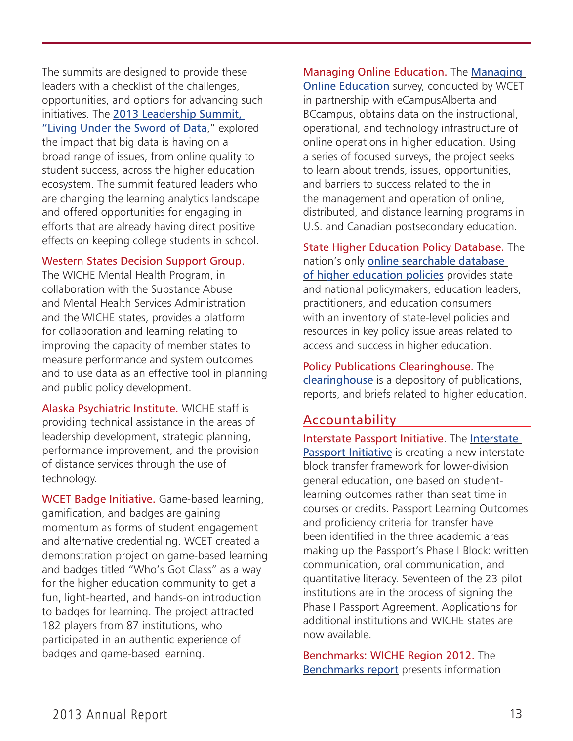The summits are designed to provide these leaders with a checklist of the challenges, opportunities, and options for advancing such initiatives. The 2013 Leadership Summit, "Living Under the Sword of Data," explored the impact that big data is having on a broad range of issues, from online quality to student success, across the higher education ecosystem. The summit featured leaders who are changing the learning analytics landscape and offered opportunities for engaging in efforts that are already having direct positive effects on keeping college students in school.

**Western States Decision Support Group.** The WICHE Mental Health Program, in collaboration with the Substance Abuse and Mental Health Services Administration and the WICHE states, provides a platform for collaboration and learning relating to improving the capacity of member states to measure performance and system outcomes and to use data as an effective tool in planning and public policy development.

**Alaska Psychiatric Institute.** WICHE staff is providing technical assistance in the areas of leadership development, strategic planning, performance improvement, and the provision of distance services through the use of technology.

**WCET Badge Initiative.** Game-based learning, gamification, and badges are gaining momentum as forms of student engagement and alternative credentialing. WCET created a demonstration project on game-based learning and badges titled "Who's Got Class" as a way for the higher education community to get a fun, light-hearted, and hands-on introduction to badges for learning. The project attracted 182 players from 87 institutions, who participated in an authentic experience of badges and game-based learning.

**Managing Online Education.** The Managing Online Education survey, conducted by WCET in partnership with eCampusAlberta and BCcampus, obtains data on the instructional, operational, and technology infrastructure of online operations in higher education. Using a series of focused surveys, the project seeks to learn about trends, issues, opportunities, and barriers to success related to the in the management and operation of online, distributed, and distance learning programs in U.S. and Canadian postsecondary education.

**State Higher Education Policy Database.** The nation's only online searchable database of higher education policies provides state and national policymakers, education leaders, practitioners, and education consumers with an inventory of state-level policies and resources in key policy issue areas related to access and success in higher education.

**Policy Publications Clearinghouse.** The clearinghouse is a depository of publications, reports, and briefs related to higher education.

## Accountability

**Interstate Passport Initiative**. The Interstate Passport Initiative is creating a new interstate block transfer framework for lower-division general education, one based on student-learning outcomes rather than seat time in courses or credits. Passport Learning Outcomes and proficiency criteria for transfer have been identified in the three academic areas making up the Passport's Phase I Block: written communication, oral communication, and quantitative literacy. Seventeen of the 23 pilot institutions are in the process of signing the Phase I Passport Agreement. Applications for additional institutions and WICHE states are now available.

**Benchmarks: WICHE Region 2012.** The Benchmarks report presents information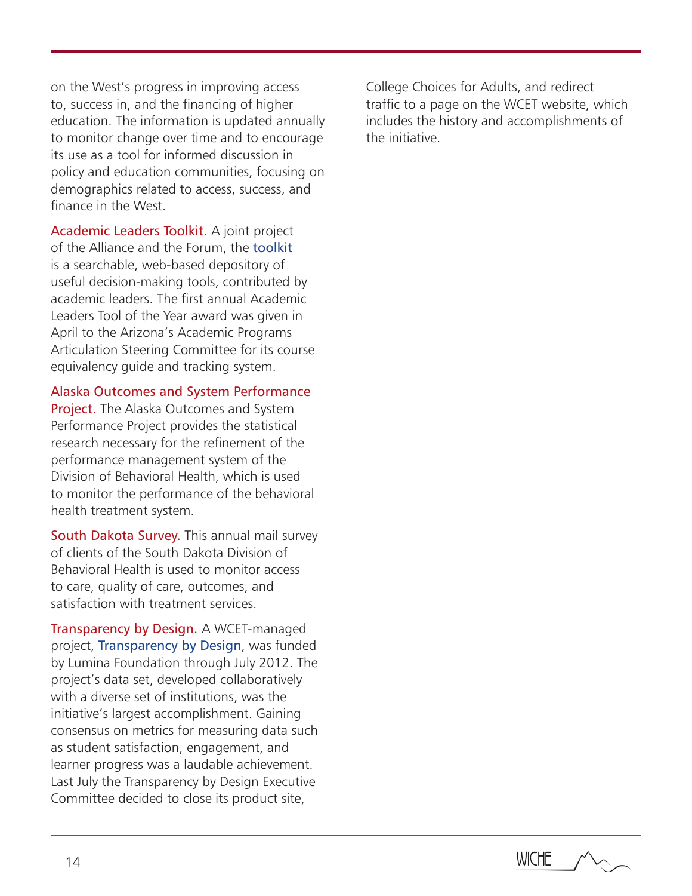on the West's progress in improving access to, success in, and the financing of higher education. The information is updated annually to monitor change over time and to encourage its use as a tool for informed discussion in policy and education communities, focusing on demographics related to access, success, and finance in the West.

**Academic Leaders Toolkit.** A joint project of the Alliance and the Forum, the toolkit is a searchable, web-based depository of useful decision-making tools, contributed by academic leaders. The first annual Academic Leaders Tool of the Year award was given in April to the Arizona's Academic Programs Articulation Steering Committee for its course equivalency guide and tracking system.

**Alaska Outcomes and System Performance Project.** The Alaska Outcomes and System Performance Project provides the statistical research necessary for the refinement of the performance management system of the Division of Behavioral Health, which is used to monitor the performance of the behavioral health treatment system.

**South Dakota Survey.** This annual mail survey of clients of the South Dakota Division of Behavioral Health is used to monitor access to care, quality of care, outcomes, and satisfaction with treatment services.

**Transparency by Design.** A WCET-managed project, Transparency by Design, was funded by Lumina Foundation through July 2012. The project's data set, developed collaboratively with a diverse set of institutions, was the initiative's largest accomplishment. Gaining consensus on metrics for measuring data such as student satisfaction, engagement, and learner progress was a laudable achievement. Last July the Transparency by Design Executive Committee decided to close its product site, College Choices for Adults, and redirect traffic to a page on the WCET website, which includes the history and accomplishments of the initiative.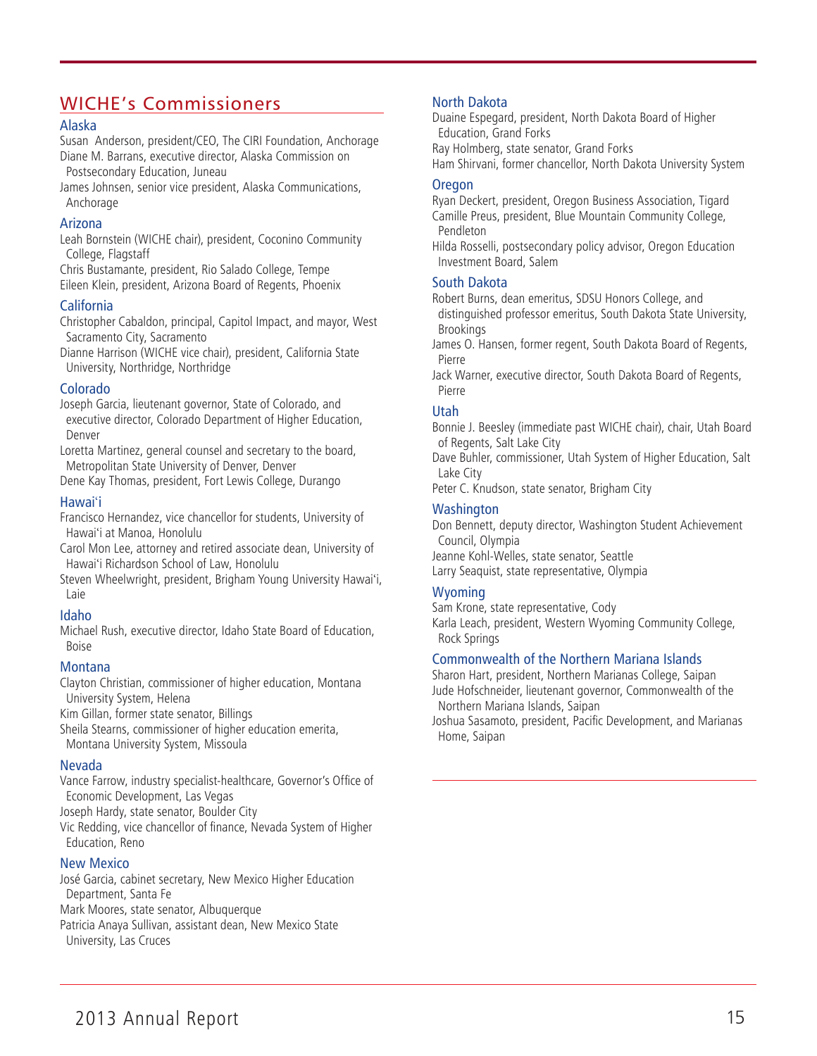# WICHE's Commissioners

### Alaska

Susan Anderson, president/CEO, The CIRI Foundation, Anchorage
Diane M. Barrans, executive director, Alaska Commission on Postsecondary Education, Juneau
James Johnsen, senior vice president, Alaska Communications, Anchorage

### Arizona

Leah Bornstein (WICHE chair), president, Coconino Community College, Flagstaff
Chris Bustamante, president, Rio Salado College, Tempe
Eileen Klein, president, Arizona Board of Regents, Phoenix

### California

Christopher Cabaldon, principal, Capitol Impact, and mayor, West Sacramento City, Sacramento
Dianne Harrison (WICHE vice chair), president, California State University, Northridge, Northridge

### Colorado

Joseph Garcia, lieutenant governor, State of Colorado, and executive director, Colorado Department of Higher Education, Denver
Loretta Martinez, general counsel and secretary to the board, Metropolitan State University of Denver, Denver
Dene Kay Thomas, president, Fort Lewis College, Durango

### Hawai'i

Francisco Hernandez, vice chancellor for students, University of Hawai'i at Manoa, Honolulu
Carol Mon Lee, attorney and retired associate dean, University of Hawai'i Richardson School of Law, Honolulu
Steven Wheelwright, president, Brigham Young University Hawai'i, Laie

### Idaho

Michael Rush, executive director, Idaho State Board of Education, Boise

### Montana

Clayton Christian, commissioner of higher education, Montana University System, Helena
Kim Gillan, former state senator, Billings
Sheila Stearns, commissioner of higher education emerita, Montana University System, Missoula

### Nevada

Vance Farrow, industry specialist-healthcare, Governor's Office of Economic Development, Las Vegas
Joseph Hardy, state senator, Boulder City
Vic Redding, vice chancellor of finance, Nevada System of Higher Education, Reno

### New Mexico

José Garcia, cabinet secretary, New Mexico Higher Education Department, Santa Fe
Mark Moores, state senator, Albuquerque
Patricia Anaya Sullivan, assistant dean, New Mexico State University, Las Cruces

### North Dakota

Duaine Espegard, president, North Dakota Board of Higher Education, Grand Forks
Ray Holmberg, state senator, Grand Forks
Ham Shirvani, former chancellor, North Dakota University System

### Oregon

Ryan Deckert, president, Oregon Business Association, Tigard
Camille Preus, president, Blue Mountain Community College, Pendleton
Hilda Rosselli, postsecondary policy advisor, Oregon Education Investment Board, Salem

### South Dakota

Robert Burns, dean emeritus, SDSU Honors College, and distinguished professor emeritus, South Dakota State University, Brookings
James O. Hansen, former regent, South Dakota Board of Regents, Pierre
Jack Warner, executive director, South Dakota Board of Regents, Pierre

### Utah

Bonnie J. Beesley (immediate past WICHE chair), chair, Utah Board of Regents, Salt Lake City
Dave Buhler, commissioner, Utah System of Higher Education, Salt Lake City
Peter C. Knudson, state senator, Brigham City

### Washington

Don Bennett, deputy director, Washington Student Achievement Council, Olympia
Jeanne Kohl-Welles, state senator, Seattle
Larry Seaquist, state representative, Olympia

### Wyoming

Sam Krone, state representative, Cody
Karla Leach, president, Western Wyoming Community College, Rock Springs

### Commonwealth of the Northern Mariana Islands

Sharon Hart, president, Northern Marianas College, Saipan
Jude Hofschneider, lieutenant governor, Commonwealth of the Northern Mariana Islands, Saipan
Joshua Sasamoto, president, Pacific Development, and Marianas Home, Saipan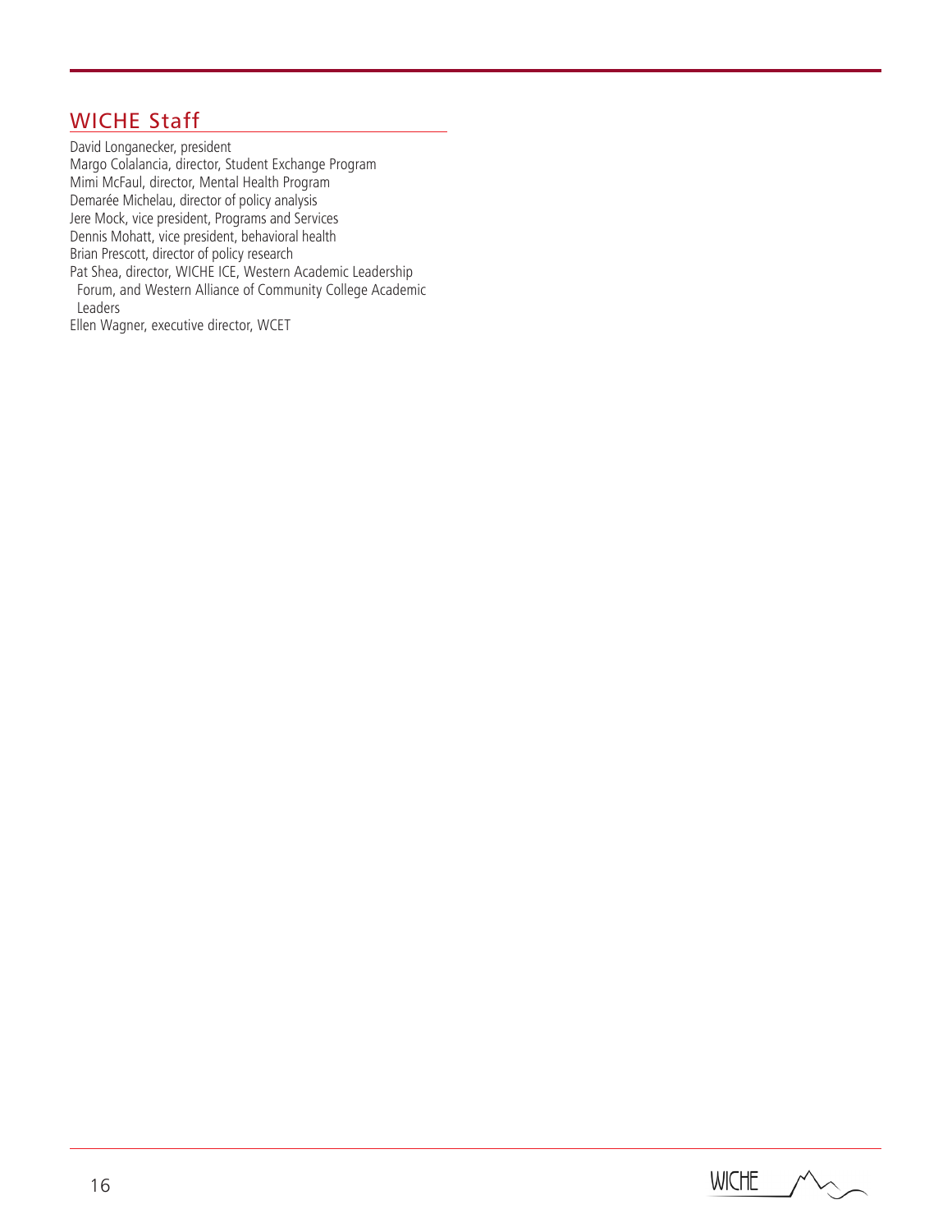## WICHE Staff

David Longanecker, president
Margo Colalancia, director, Student Exchange Program
Mimi McFaul, director, Mental Health Program
Demarée Michelau, director of policy analysis
Jere Mock, vice president, Programs and Services
Dennis Mohatt, vice president, behavioral health
Brian Prescott, director of policy research
Pat Shea, director, WICHE ICE, Western Academic Leadership Forum, and Western Alliance of Community College Academic Leaders
Ellen Wagner, executive director, WCET